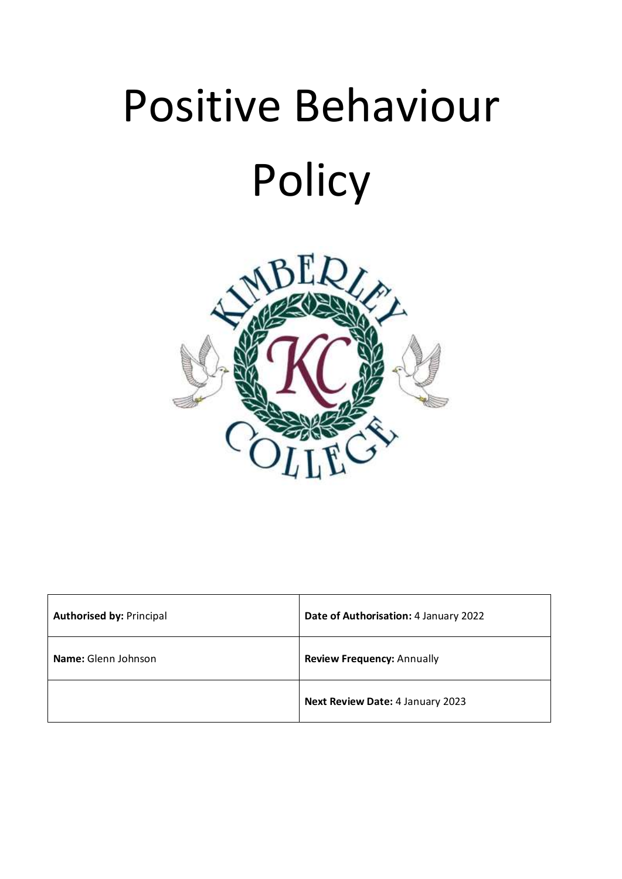# Positive Behaviour Policy

| **Authorised by:** Principal | **Date of Authorisation:** 4 January 2022 |
| --- | --- |
| **Name:** Glenn Johnson | **Review Frequency:** Annually |
| | **Next Review Date:** 4 January 2023 |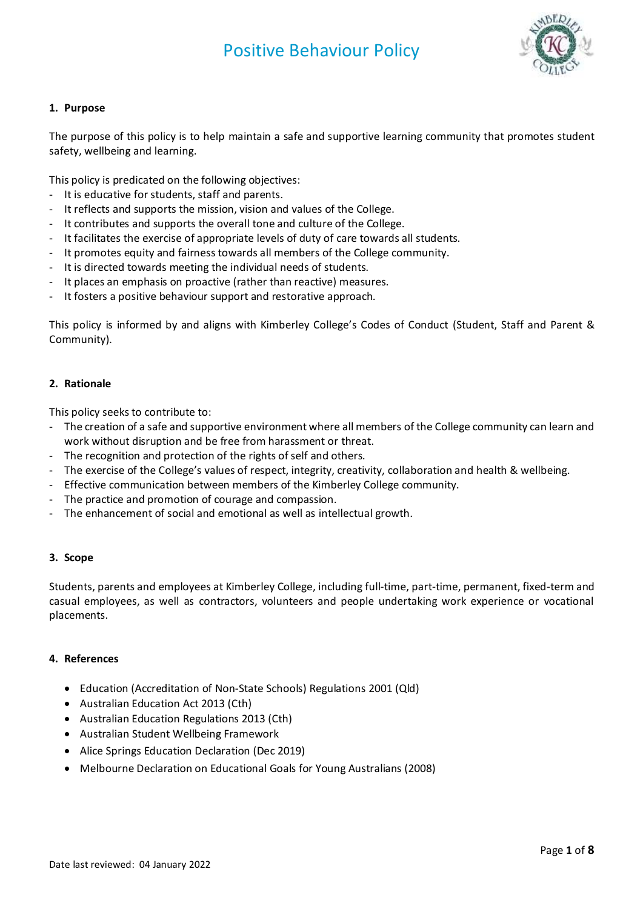# Positive Behaviour Policy

## 1. Purpose

The purpose of this policy is to help maintain a safe and supportive learning community that promotes student safety, wellbeing and learning.

This policy is predicated on the following objectives:

- It is educative for students, staff and parents.
- It reflects and supports the mission, vision and values of the College.
- It contributes and supports the overall tone and culture of the College.
- It facilitates the exercise of appropriate levels of duty of care towards all students.
- It promotes equity and fairness towards all members of the College community.
- It is directed towards meeting the individual needs of students.
- It places an emphasis on proactive (rather than reactive) measures.
- It fosters a positive behaviour support and restorative approach.

This policy is informed by and aligns with Kimberley College's Codes of Conduct (Student, Staff and Parent & Community).

## 2. Rationale

This policy seeks to contribute to:

- The creation of a safe and supportive environment where all members of the College community can learn and work without disruption and be free from harassment or threat.
- The recognition and protection of the rights of self and others.
- The exercise of the College's values of respect, integrity, creativity, collaboration and health & wellbeing.
- Effective communication between members of the Kimberley College community.
- The practice and promotion of courage and compassion.
- The enhancement of social and emotional as well as intellectual growth.

## 3. Scope

Students, parents and employees at Kimberley College, including full-time, part-time, permanent, fixed-term and casual employees, as well as contractors, volunteers and people undertaking work experience or vocational placements.

## 4. References

- Education (Accreditation of Non-State Schools) Regulations 2001 (Qld)
- Australian Education Act 2013 (Cth)
- Australian Education Regulations 2013 (Cth)
- Australian Student Wellbeing Framework
- Alice Springs Education Declaration (Dec 2019)
- Melbourne Declaration on Educational Goals for Young Australians (2008)

Date last reviewed: 04 January 2022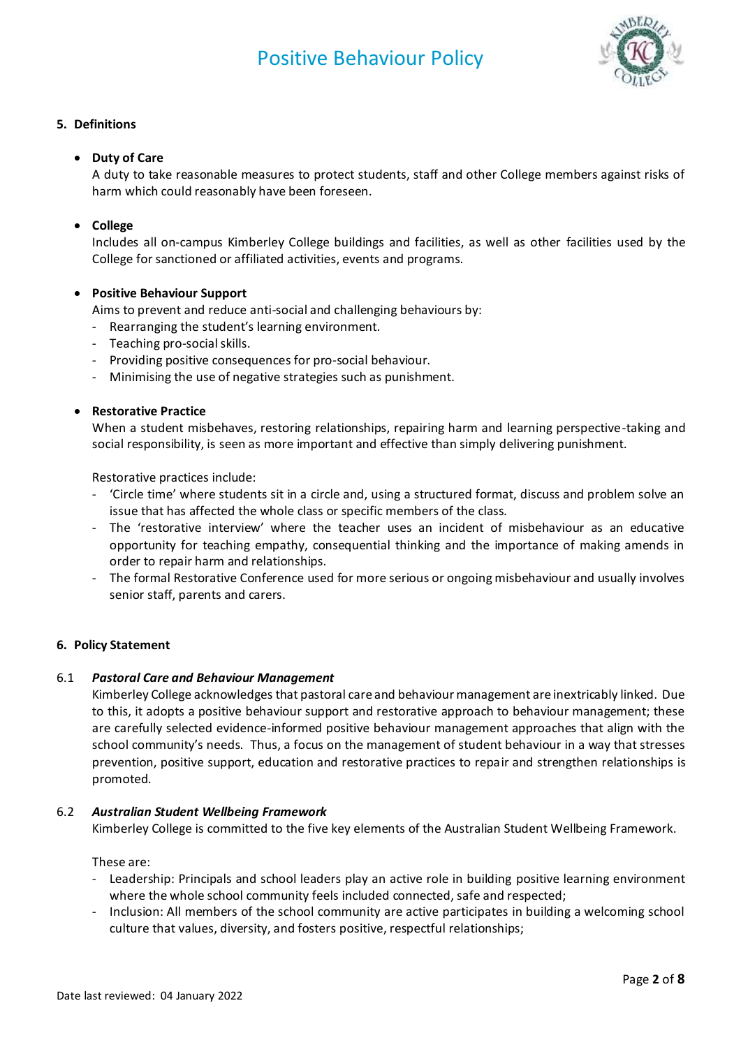### 5. Definitions

- **Duty of Care**

  A duty to take reasonable measures to protect students, staff and other College members against risks of harm which could reasonably have been foreseen.

- **College**

  Includes all on-campus Kimberley College buildings and facilities, as well as other facilities used by the College for sanctioned or affiliated activities, events and programs.

- **Positive Behaviour Support**

  Aims to prevent and reduce anti-social and challenging behaviours by:
  - Rearranging the student's learning environment.
  - Teaching pro-social skills.
  - Providing positive consequences for pro-social behaviour.
  - Minimising the use of negative strategies such as punishment.

- **Restorative Practice**

  When a student misbehaves, restoring relationships, repairing harm and learning perspective-taking and social responsibility, is seen as more important and effective than simply delivering punishment.

  Restorative practices include:
  - 'Circle time' where students sit in a circle and, using a structured format, discuss and problem solve an issue that has affected the whole class or specific members of the class.
  - The 'restorative interview' where the teacher uses an incident of misbehaviour as an educative opportunity for teaching empathy, consequential thinking and the importance of making amends in order to repair harm and relationships.
  - The formal Restorative Conference used for more serious or ongoing misbehaviour and usually involves senior staff, parents and carers.

### 6. Policy Statement

6.1 ***Pastoral Care and Behaviour Management***

Kimberley College acknowledges that pastoral care and behaviour management are inextricably linked. Due to this, it adopts a positive behaviour support and restorative approach to behaviour management; these are carefully selected evidence-informed positive behaviour management approaches that align with the school community's needs. Thus, a focus on the management of student behaviour in a way that stresses prevention, positive support, education and restorative practices to repair and strengthen relationships is promoted.

6.2 ***Australian Student Wellbeing Framework***

Kimberley College is committed to the five key elements of the Australian Student Wellbeing Framework.

These are:
- Leadership: Principals and school leaders play an active role in building positive learning environment where the whole school community feels included connected, safe and respected;
- Inclusion: All members of the school community are active participates in building a welcoming school culture that values, diversity, and fosters positive, respectful relationships;

Date last reviewed: 04 January 2022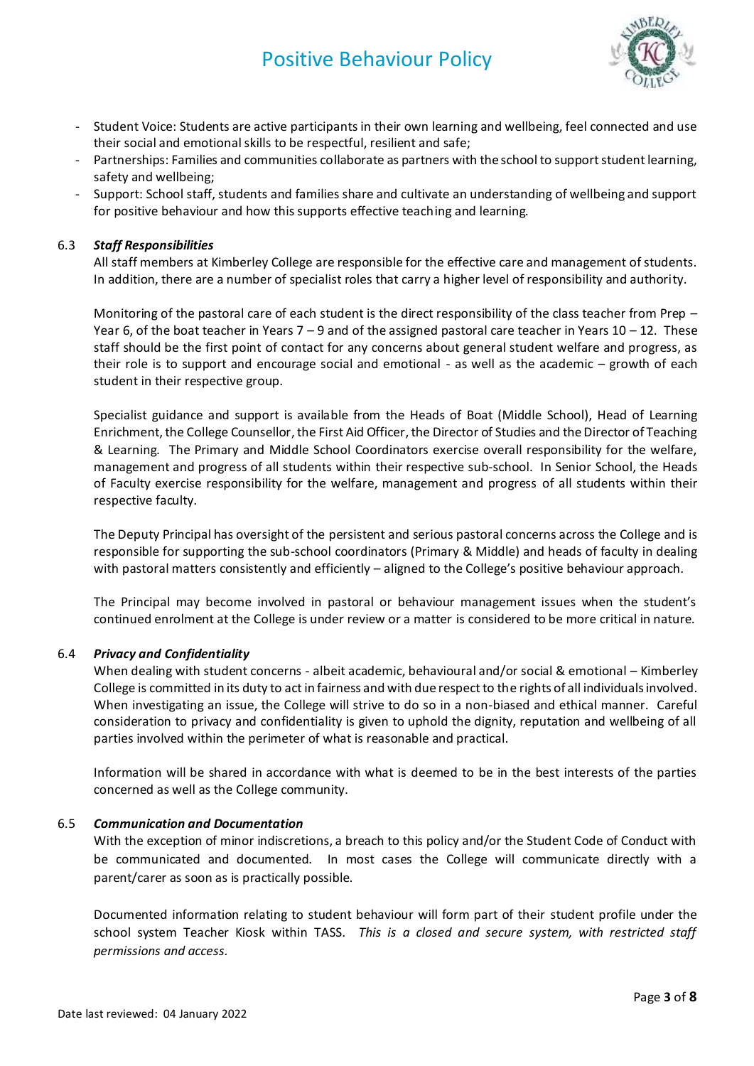- Student Voice: Students are active participants in their own learning and wellbeing, feel connected and use their social and emotional skills to be respectful, resilient and safe;
- Partnerships: Families and communities collaborate as partners with the school to support student learning, safety and wellbeing;
- Support: School staff, students and families share and cultivate an understanding of wellbeing and support for positive behaviour and how this supports effective teaching and learning.

### 6.3 *Staff Responsibilities*

All staff members at Kimberley College are responsible for the effective care and management of students. In addition, there are a number of specialist roles that carry a higher level of responsibility and authority.

Monitoring of the pastoral care of each student is the direct responsibility of the class teacher from Prep – Year 6, of the boat teacher in Years 7 – 9 and of the assigned pastoral care teacher in Years 10 – 12. These staff should be the first point of contact for any concerns about general student welfare and progress, as their role is to support and encourage social and emotional - as well as the academic – growth of each student in their respective group.

Specialist guidance and support is available from the Heads of Boat (Middle School), Head of Learning Enrichment, the College Counsellor, the First Aid Officer, the Director of Studies and the Director of Teaching & Learning. The Primary and Middle School Coordinators exercise overall responsibility for the welfare, management and progress of all students within their respective sub-school. In Senior School, the Heads of Faculty exercise responsibility for the welfare, management and progress of all students within their respective faculty.

The Deputy Principal has oversight of the persistent and serious pastoral concerns across the College and is responsible for supporting the sub-school coordinators (Primary & Middle) and heads of faculty in dealing with pastoral matters consistently and efficiently – aligned to the College's positive behaviour approach.

The Principal may become involved in pastoral or behaviour management issues when the student's continued enrolment at the College is under review or a matter is considered to be more critical in nature.

### 6.4 *Privacy and Confidentiality*

When dealing with student concerns - albeit academic, behavioural and/or social & emotional – Kimberley College is committed in its duty to act in fairness and with due respect to the rights of all individuals involved. When investigating an issue, the College will strive to do so in a non-biased and ethical manner. Careful consideration to privacy and confidentiality is given to uphold the dignity, reputation and wellbeing of all parties involved within the perimeter of what is reasonable and practical.

Information will be shared in accordance with what is deemed to be in the best interests of the parties concerned as well as the College community.

### 6.5 *Communication and Documentation*

With the exception of minor indiscretions, a breach to this policy and/or the Student Code of Conduct with be communicated and documented. In most cases the College will communicate directly with a parent/carer as soon as is practically possible.

Documented information relating to student behaviour will form part of their student profile under the school system Teacher Kiosk within TASS. *This is a closed and secure system, with restricted staff permissions and access.*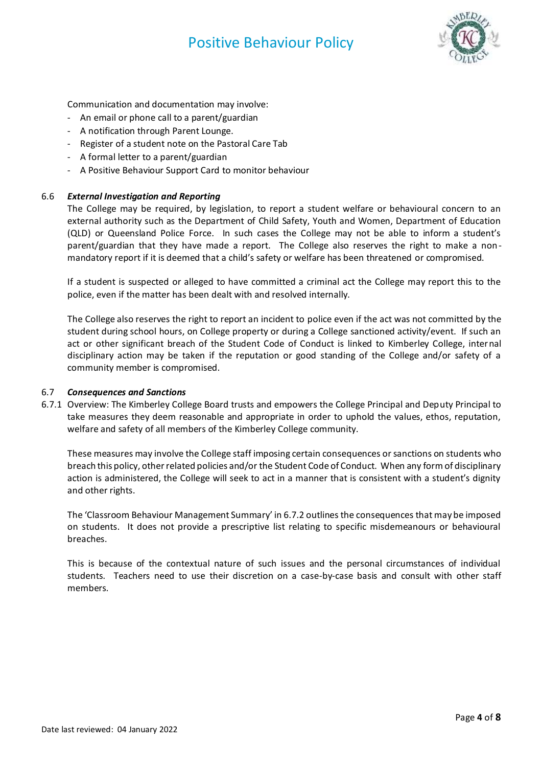Communication and documentation may involve:

- An email or phone call to a parent/guardian
- A notification through Parent Lounge.
- Register of a student note on the Pastoral Care Tab
- A formal letter to a parent/guardian
- A Positive Behaviour Support Card to monitor behaviour

### 6.6 *External Investigation and Reporting*

The College may be required, by legislation, to report a student welfare or behavioural concern to an external authority such as the Department of Child Safety, Youth and Women, Department of Education (QLD) or Queensland Police Force. In such cases the College may not be able to inform a student's parent/guardian that they have made a report. The College also reserves the right to make a non-mandatory report if it is deemed that a child's safety or welfare has been threatened or compromised.

If a student is suspected or alleged to have committed a criminal act the College may report this to the police, even if the matter has been dealt with and resolved internally.

The College also reserves the right to report an incident to police even if the act was not committed by the student during school hours, on College property or during a College sanctioned activity/event. If such an act or other significant breach of the Student Code of Conduct is linked to Kimberley College, internal disciplinary action may be taken if the reputation or good standing of the College and/or safety of a community member is compromised.

### 6.7 *Consequences and Sanctions*

6.7.1 Overview: The Kimberley College Board trusts and empowers the College Principal and Deputy Principal to take measures they deem reasonable and appropriate in order to uphold the values, ethos, reputation, welfare and safety of all members of the Kimberley College community.

These measures may involve the College staff imposing certain consequences or sanctions on students who breach this policy, other related policies and/or the Student Code of Conduct. When any form of disciplinary action is administered, the College will seek to act in a manner that is consistent with a student's dignity and other rights.

The 'Classroom Behaviour Management Summary' in 6.7.2 outlines the consequences that may be imposed on students. It does not provide a prescriptive list relating to specific misdemeanours or behavioural breaches.

This is because of the contextual nature of such issues and the personal circumstances of individual students. Teachers need to use their discretion on a case-by-case basis and consult with other staff members.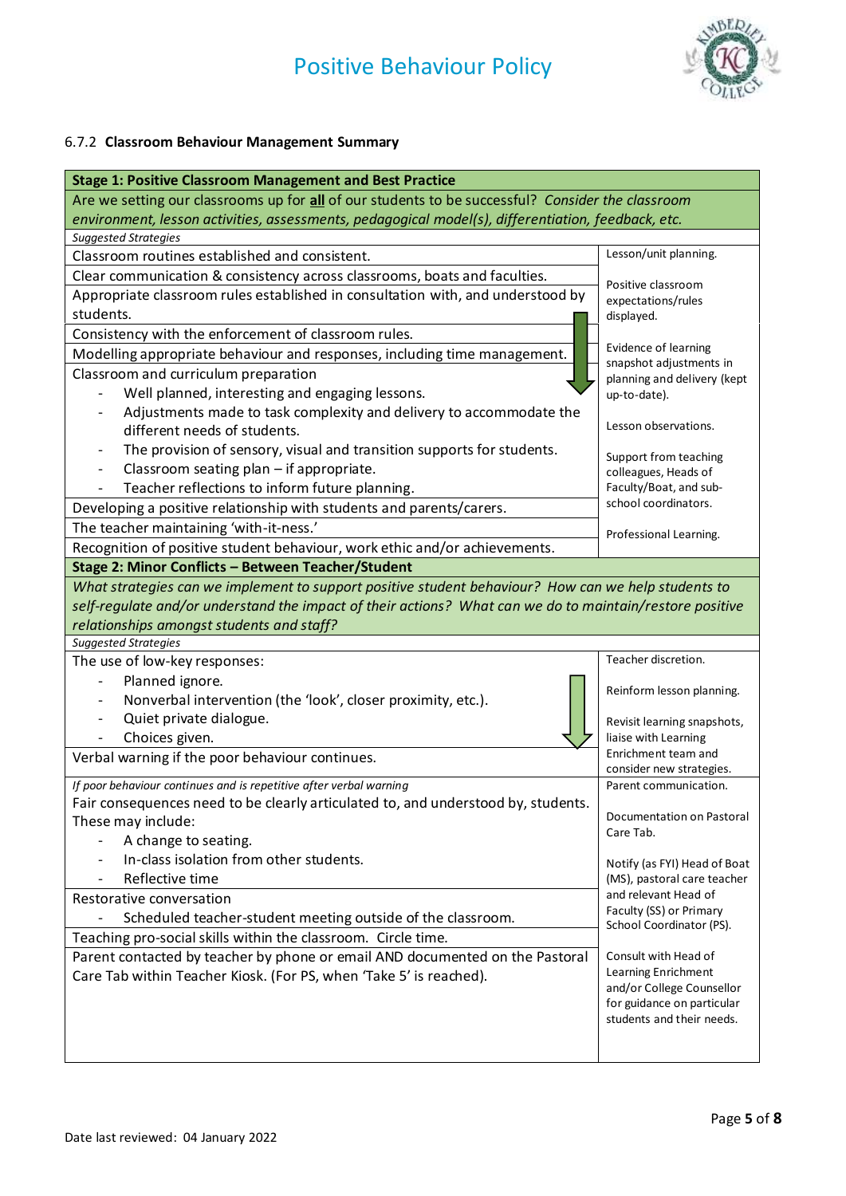### 6.7.2 **Classroom Behaviour Management Summary**

| **Stage 1: Positive Classroom Management and Best Practice** | |
|---|---|
| Are we setting our classrooms up for **all** of our students to be successful? *Consider the classroom environment, lesson activities, assessments, pedagogical model(s), differentiation, feedback, etc.* | |
| *Suggested Strategies* | |
| Classroom routines established and consistent.<br>Clear communication & consistency across classrooms, boats and faculties.<br>Appropriate classroom rules established in consultation with, and understood by students.<br>Consistency with the enforcement of classroom rules.<br>Modelling appropriate behaviour and responses, including time management.<br>Classroom and curriculum preparation<br>- Well planned, interesting and engaging lessons.<br>- Adjustments made to task complexity and delivery to accommodate the different needs of students.<br>- The provision of sensory, visual and transition supports for students.<br>- Classroom seating plan – if appropriate.<br>- Teacher reflections to inform future planning.<br>Developing a positive relationship with students and parents/carers.<br>The teacher maintaining 'with-it-ness.'<br>Recognition of positive student behaviour, work ethic and/or achievements. | Lesson/unit planning.<br><br>Positive classroom expectations/rules displayed.<br><br>Evidence of learning snapshot adjustments in planning and delivery (kept up-to-date).<br><br>Lesson observations.<br><br>Support from teaching colleagues, Heads of Faculty/Boat, and sub-school coordinators.<br><br>Professional Learning. |
| **Stage 2: Minor Conflicts – Between Teacher/Student** | |
| *What strategies can we implement to support positive student behaviour? How can we help students to self-regulate and/or understand the impact of their actions? What can we do to maintain/restore positive relationships amongst students and staff?* | |
| *Suggested Strategies* | |
| The use of low-key responses:<br>- Planned ignore.<br>- Nonverbal intervention (the 'look', closer proximity, etc.).<br>- Quiet private dialogue.<br>- Choices given.<br>Verbal warning if the poor behaviour continues. | Teacher discretion.<br><br>Reinform lesson planning.<br><br>Revisit learning snapshots, liaise with Learning Enrichment team and consider new strategies. |
| *If poor behaviour continues and is repetitive after verbal warning*<br>Fair consequences need to be clearly articulated to, and understood by, students. These may include:<br>- A change to seating.<br>- In-class isolation from other students.<br>- Reflective time<br>Restorative conversation<br>- Scheduled teacher-student meeting outside of the classroom.<br>Teaching pro-social skills within the classroom. Circle time.<br>Parent contacted by teacher by phone or email AND documented on the Pastoral Care Tab within Teacher Kiosk. (For PS, when 'Take 5' is reached). | Parent communication.<br><br>Documentation on Pastoral Care Tab.<br><br>Notify (as FYI) Head of Boat (MS), pastoral care teacher and relevant Head of Faculty (SS) or Primary School Coordinator (PS).<br><br>Consult with Head of Learning Enrichment and/or College Counsellor for guidance on particular students and their needs. |

Date last reviewed: 04 January 2022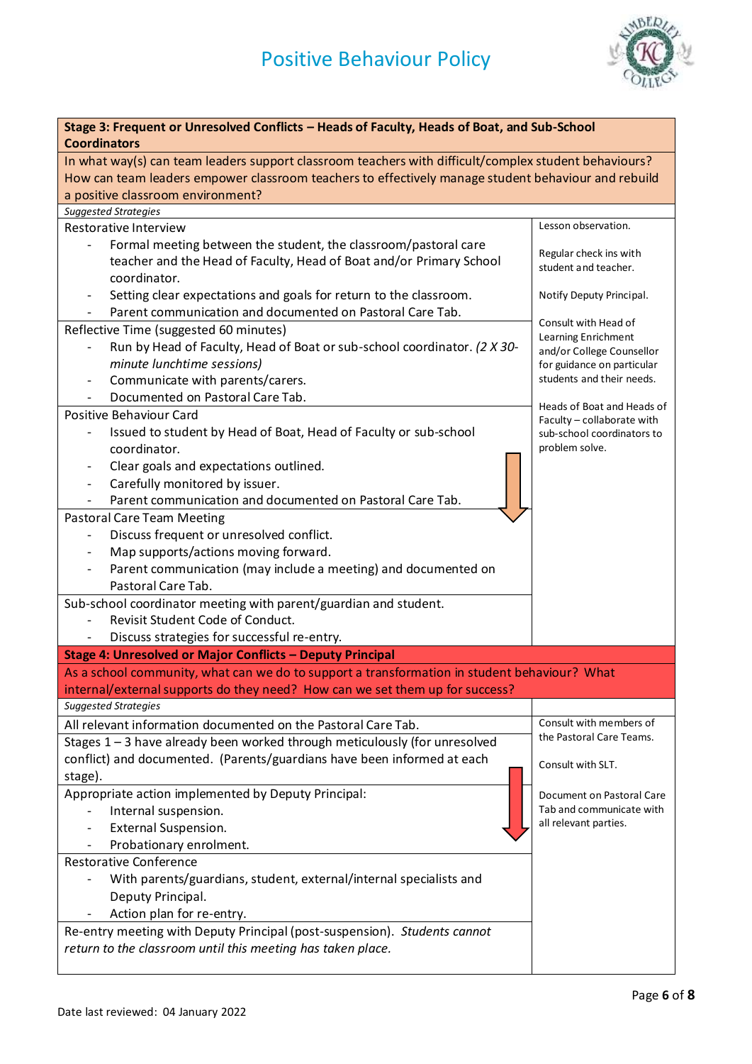| **Stage 3: Frequent or Unresolved Conflicts – Heads of Faculty, Heads of Boat, and Sub-School Coordinators** | |
|---|---|
| In what way(s) can team leaders support classroom teachers with difficult/complex student behaviours? How can team leaders empower classroom teachers to effectively manage student behaviour and rebuild a positive classroom environment? | |
| *Suggested Strategies* | |
| Restorative Interview<br>- Formal meeting between the student, the classroom/pastoral care teacher and the Head of Faculty, Head of Boat and/or Primary School coordinator.<br>- Setting clear expectations and goals for return to the classroom.<br>- Parent communication and documented on Pastoral Care Tab. | Lesson observation.<br><br>Regular check ins with student and teacher.<br><br>Notify Deputy Principal.<br><br>Consult with Head of Learning Enrichment and/or College Counsellor for guidance on particular students and their needs.<br><br>Heads of Boat and Heads of Faculty – collaborate with sub-school coordinators to problem solve. |
| Reflective Time (suggested 60 minutes)<br>- Run by Head of Faculty, Head of Boat or sub-school coordinator. *(2 X 30-minute lunchtime sessions)*<br>- Communicate with parents/carers.<br>- Documented on Pastoral Care Tab. | |
| Positive Behaviour Card<br>- Issued to student by Head of Boat, Head of Faculty or sub-school coordinator.<br>- Clear goals and expectations outlined.<br>- Carefully monitored by issuer.<br>- Parent communication and documented on Pastoral Care Tab. | |
| Pastoral Care Team Meeting<br>- Discuss frequent or unresolved conflict.<br>- Map supports/actions moving forward.<br>- Parent communication (may include a meeting) and documented on Pastoral Care Tab. | |
| Sub-school coordinator meeting with parent/guardian and student.<br>- Revisit Student Code of Conduct.<br>- Discuss strategies for successful re-entry. | |
| **Stage 4: Unresolved or Major Conflicts – Deputy Principal** | |
| As a school community, what can we do to support a transformation in student behaviour? What internal/external supports do they need? How can we set them up for success? | |
| *Suggested Strategies* | |
| All relevant information documented on the Pastoral Care Tab. | Consult with members of the Pastoral Care Teams.<br><br>Consult with SLT.<br><br>Document on Pastoral Care Tab and communicate with all relevant parties. |
| Stages 1 – 3 have already been worked through meticulously (for unresolved conflict) and documented. (Parents/guardians have been informed at each stage). | |
| Appropriate action implemented by Deputy Principal:<br>- Internal suspension.<br>- External Suspension.<br>- Probationary enrolment. | |
| Restorative Conference<br>- With parents/guardians, student, external/internal specialists and Deputy Principal.<br>- Action plan for re-entry. | |
| Re-entry meeting with Deputy Principal (post-suspension). *Students cannot return to the classroom until this meeting has taken place.* | |

Date last reviewed: 04 January 2022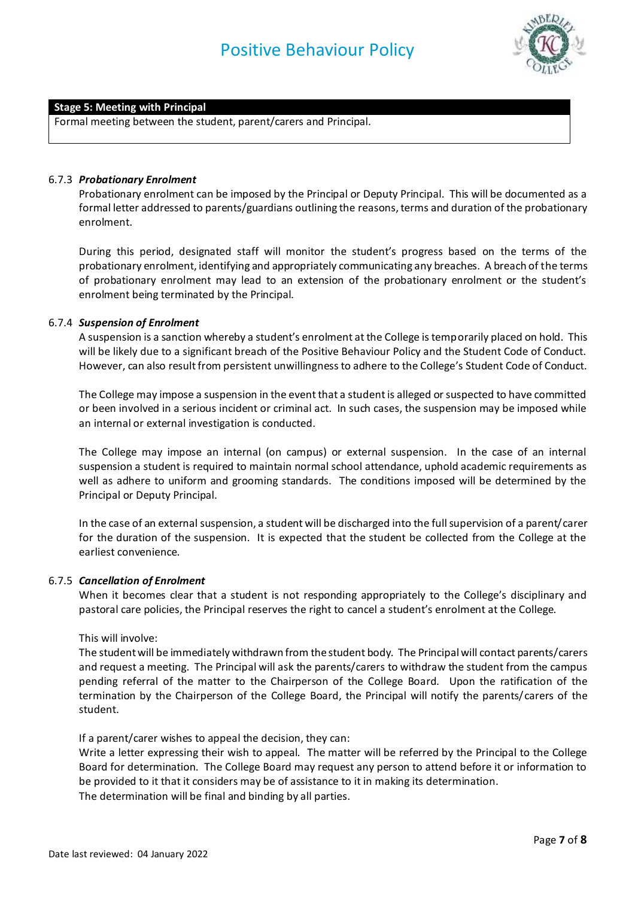| **Stage 5: Meeting with Principal** |
| --- |
| Formal meeting between the student, parent/carers and Principal. |

### 6.7.3 *Probationary Enrolment*

Probationary enrolment can be imposed by the Principal or Deputy Principal. This will be documented as a formal letter addressed to parents/guardians outlining the reasons, terms and duration of the probationary enrolment.

During this period, designated staff will monitor the student's progress based on the terms of the probationary enrolment, identifying and appropriately communicating any breaches. A breach of the terms of probationary enrolment may lead to an extension of the probationary enrolment or the student's enrolment being terminated by the Principal.

### 6.7.4 *Suspension of Enrolment*

A suspension is a sanction whereby a student's enrolment at the College is temporarily placed on hold. This will be likely due to a significant breach of the Positive Behaviour Policy and the Student Code of Conduct. However, can also result from persistent unwillingness to adhere to the College's Student Code of Conduct.

The College may impose a suspension in the event that a student is alleged or suspected to have committed or been involved in a serious incident or criminal act. In such cases, the suspension may be imposed while an internal or external investigation is conducted.

The College may impose an internal (on campus) or external suspension. In the case of an internal suspension a student is required to maintain normal school attendance, uphold academic requirements as well as adhere to uniform and grooming standards. The conditions imposed will be determined by the Principal or Deputy Principal.

In the case of an external suspension, a student will be discharged into the full supervision of a parent/carer for the duration of the suspension. It is expected that the student be collected from the College at the earliest convenience.

### 6.7.5 *Cancellation of Enrolment*

When it becomes clear that a student is not responding appropriately to the College's disciplinary and pastoral care policies, the Principal reserves the right to cancel a student's enrolment at the College.

This will involve:
The student will be immediately withdrawn from the student body. The Principal will contact parents/carers and request a meeting. The Principal will ask the parents/carers to withdraw the student from the campus pending referral of the matter to the Chairperson of the College Board. Upon the ratification of the termination by the Chairperson of the College Board, the Principal will notify the parents/carers of the student.

If a parent/carer wishes to appeal the decision, they can:
Write a letter expressing their wish to appeal. The matter will be referred by the Principal to the College Board for determination. The College Board may request any person to attend before it or information to be provided to it that it considers may be of assistance to it in making its determination.
The determination will be final and binding by all parties.

Date last reviewed: 04 January 2022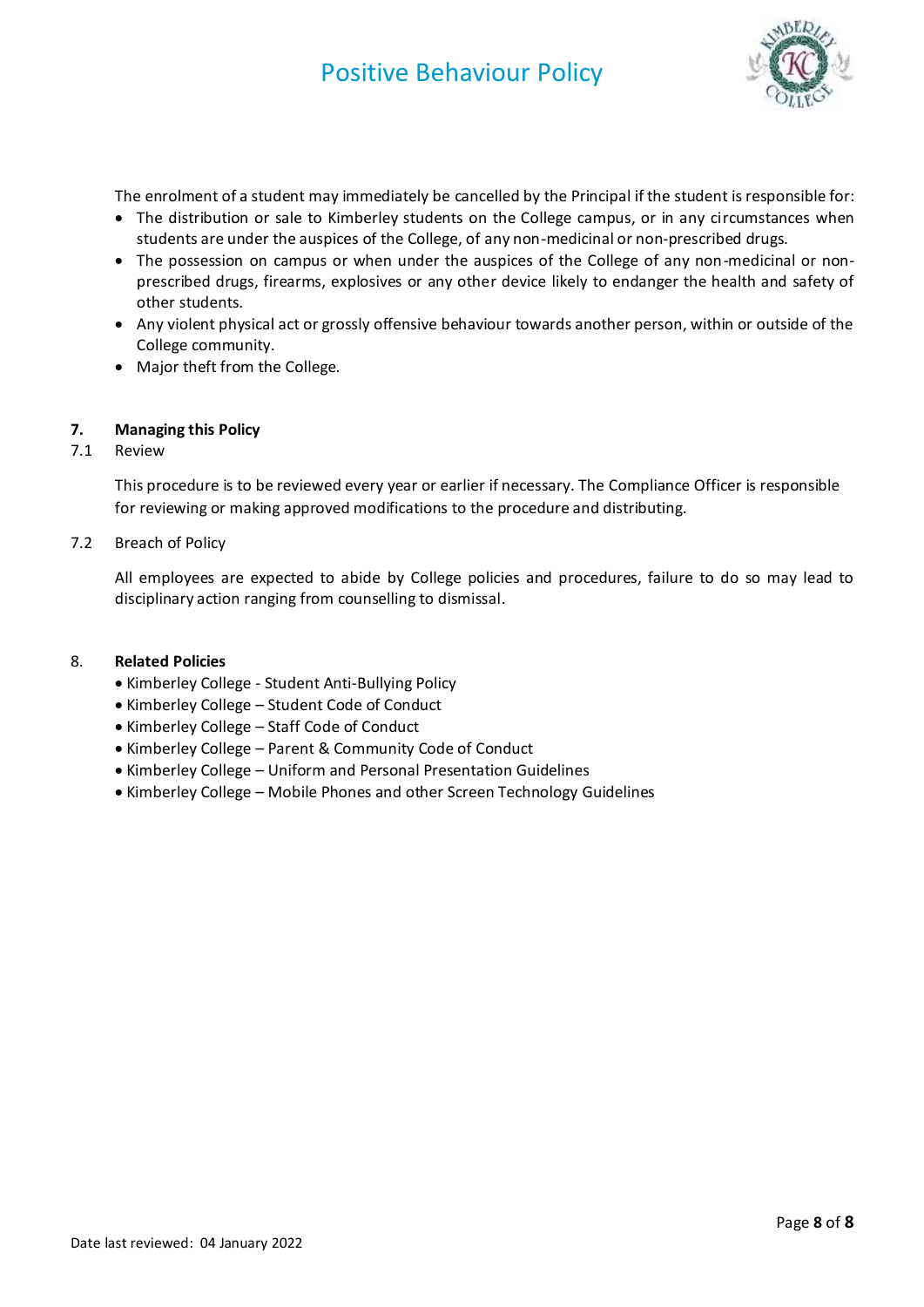The enrolment of a student may immediately be cancelled by the Principal if the student is responsible for:

- The distribution or sale to Kimberley students on the College campus, or in any circumstances when students are under the auspices of the College, of any non-medicinal or non-prescribed drugs.
- The possession on campus or when under the auspices of the College of any non-medicinal or non-prescribed drugs, firearms, explosives or any other device likely to endanger the health and safety of other students.
- Any violent physical act or grossly offensive behaviour towards another person, within or outside of the College community.
- Major theft from the College.

## 7. Managing this Policy

### 7.1 Review

This procedure is to be reviewed every year or earlier if necessary. The Compliance Officer is responsible for reviewing or making approved modifications to the procedure and distributing.

### 7.2 Breach of Policy

All employees are expected to abide by College policies and procedures, failure to do so may lead to disciplinary action ranging from counselling to dismissal.

## 8. Related Policies

- Kimberley College - Student Anti-Bullying Policy
- Kimberley College – Student Code of Conduct
- Kimberley College – Staff Code of Conduct
- Kimberley College – Parent & Community Code of Conduct
- Kimberley College – Uniform and Personal Presentation Guidelines
- Kimberley College – Mobile Phones and other Screen Technology Guidelines

Date last reviewed: 04 January 2022